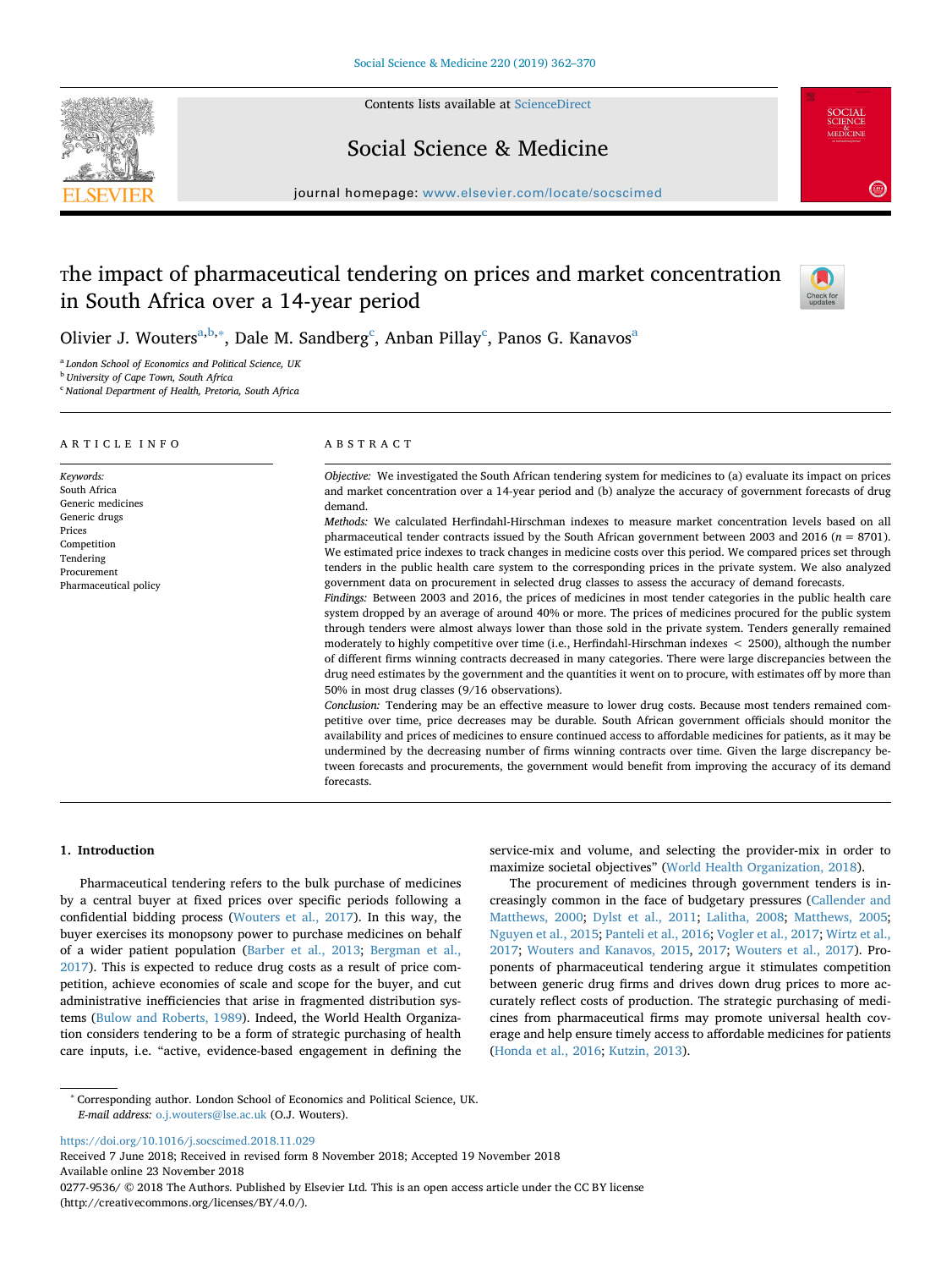# The impact of pharmaceutical tendering on prices and market concentration in South Africa over a 14-year period

Olivier J. Wouters[a,b,*], Dale M. Sandberg[c], Anban Pillay[c], Panos G. Kanavos[a]

[a] London School of Economics and Political Science, UK
[b] University of Cape Town, South Africa
[c] National Department of Health, Pretoria, South Africa

## ARTICLE INFO

*Keywords:*
South Africa
Generic medicines
Generic drugs
Prices
Competition
Tendering
Procurement
Pharmaceutical policy

## ABSTRACT

*Objective:* We investigated the South African tendering system for medicines to (a) evaluate its impact on prices and market concentration over a 14-year period and (b) analyze the accuracy of government forecasts of drug demand.

*Methods:* We calculated Herfindahl-Hirschman indexes to measure market concentration levels based on all pharmaceutical tender contracts issued by the South African government between 2003 and 2016 ($n$ = 8701). We estimated price indexes to track changes in medicine costs over this period. We compared prices set through tenders in the public health care system to the corresponding prices in the private system. We also analyzed government data on procurement in selected drug classes to assess the accuracy of demand forecasts.

*Findings:* Between 2003 and 2016, the prices of medicines in most tender categories in the public health care system dropped by an average of around 40% or more. The prices of medicines procured for the public system through tenders were almost always lower than those sold in the private system. Tenders generally remained moderately to highly competitive over time (i.e., Herfindahl-Hirschman indexes < 2500), although the number of different firms winning contracts decreased in many categories. There were large discrepancies between the drug need estimates by the government and the quantities it went on to procure, with estimates off by more than 50% in most drug classes (9/16 observations).

*Conclusion:* Tendering may be an effective measure to lower drug costs. Because most tenders remained competitive over time, price decreases may be durable. South African government officials should monitor the availability and prices of medicines to ensure continued access to affordable medicines for patients, as it may be undermined by the decreasing number of firms winning contracts over time. Given the large discrepancy between forecasts and procurements, the government would benefit from improving the accuracy of its demand forecasts.

## 1. Introduction

Pharmaceutical tendering refers to the bulk purchase of medicines by a central buyer at fixed prices over specific periods following a confidential bidding process (Wouters et al., 2017). In this way, the buyer exercises its monopsony power to purchase medicines on behalf of a wider patient population (Barber et al., 2013; Bergman et al., 2017). This is expected to reduce drug costs as a result of price competition, achieve economies of scale and scope for the buyer, and cut administrative inefficiencies that arise in fragmented distribution systems (Bulow and Roberts, 1989). Indeed, the World Health Organization considers tendering to be a form of strategic purchasing of health care inputs, i.e. "active, evidence-based engagement in defining the service-mix and volume, and selecting the provider-mix in order to maximize societal objectives" (World Health Organization, 2018).

The procurement of medicines through government tenders is increasingly common in the face of budgetary pressures (Callender and Matthews, 2000; Dylst et al., 2011; Lalitha, 2008; Matthews, 2005; Nguyen et al., 2015; Panteli et al., 2016; Vogler et al., 2017; Wirtz et al., 2017; Wouters and Kanavos, 2015, 2017; Wouters et al., 2017). Proponents of pharmaceutical tendering argue it stimulates competition between generic drug firms and drives down drug prices to more accurately reflect costs of production. The strategic purchasing of medicines from pharmaceutical firms may promote universal health coverage and help ensure timely access to affordable medicines for patients (Honda et al., 2016; Kutzin, 2013).

* Corresponding author. London School of Economics and Political Science, UK.
*E-mail address:* o.j.wouters@lse.ac.uk (O.J. Wouters).

https://doi.org/10.1016/j.socscimed.2018.11.029
Received 7 June 2018; Received in revised form 8 November 2018; Accepted 19 November 2018
Available online 23 November 2018
0277-9536/ © 2018 The Authors. Published by Elsevier Ltd. This is an open access article under the CC BY license (http://creativecommons.org/licenses/BY/4.0/).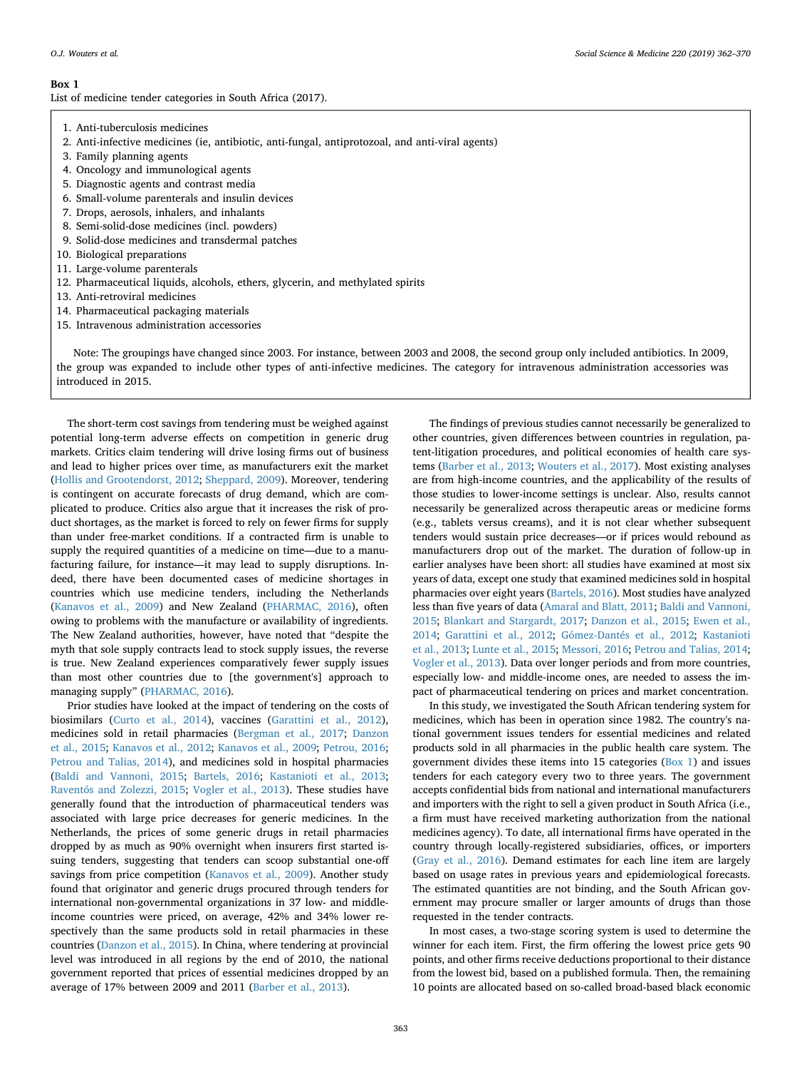**Box 1**
List of medicine tender categories in South Africa (2017).

1. Anti-tuberculosis medicines
2. Anti-infective medicines (ie, antibiotic, anti-fungal, antiprotozoal, and anti-viral agents)
3. Family planning agents
4. Oncology and immunological agents
5. Diagnostic agents and contrast media
6. Small-volume parenterals and insulin devices
7. Drops, aerosols, inhalers, and inhalants
8. Semi-solid-dose medicines (incl. powders)
9. Solid-dose medicines and transdermal patches
10. Biological preparations
11. Large-volume parenterals
12. Pharmaceutical liquids, alcohols, ethers, glycerin, and methylated spirits
13. Anti-retroviral medicines
14. Pharmaceutical packaging materials
15. Intravenous administration accessories

Note: The groupings have changed since 2003. For instance, between 2003 and 2008, the second group only included antibiotics. In 2009, the group was expanded to include other types of anti-infective medicines. The category for intravenous administration accessories was introduced in 2015.

The short-term cost savings from tendering must be weighed against potential long-term adverse effects on competition in generic drug markets. Critics claim tendering will drive losing firms out of business and lead to higher prices over time, as manufacturers exit the market (Hollis and Grootendorst, 2012; Sheppard, 2009). Moreover, tendering is contingent on accurate forecasts of drug demand, which are complicated to produce. Critics also argue that it increases the risk of product shortages, as the market is forced to rely on fewer firms for supply than under free-market conditions. If a contracted firm is unable to supply the required quantities of a medicine on time—due to a manufacturing failure, for instance—it may lead to supply disruptions. Indeed, there have been documented cases of medicine shortages in countries which use medicine tenders, including the Netherlands (Kanavos et al., 2009) and New Zealand (PHARMAC, 2016), often owing to problems with the manufacture or availability of ingredients. The New Zealand authorities, however, have noted that "despite the myth that sole supply contracts lead to stock supply issues, the reverse is true. New Zealand experiences comparatively fewer supply issues than most other countries due to [the government's] approach to managing supply" (PHARMAC, 2016).

Prior studies have looked at the impact of tendering on the costs of biosimilars (Curto et al., 2014), vaccines (Garattini et al., 2012), medicines sold in retail pharmacies (Bergman et al., 2017; Danzon et al., 2015; Kanavos et al., 2012; Kanavos et al., 2009; Petrou, 2016; Petrou and Talias, 2014), and medicines sold in hospital pharmacies (Baldi and Vannoni, 2015; Bartels, 2016; Kastanioti et al., 2013; Raventós and Zolezzi, 2015; Vogler et al., 2013). These studies have generally found that the introduction of pharmaceutical tenders was associated with large price decreases for generic medicines. In the Netherlands, the prices of some generic drugs in retail pharmacies dropped by as much as 90% overnight when insurers first started issuing tenders, suggesting that tenders can scoop substantial one-off savings from price competition (Kanavos et al., 2009). Another study found that originator and generic drugs procured through tenders for international non-governmental organizations in 37 low- and middle-income countries were priced, on average, 42% and 34% lower respectively than the same products sold in retail pharmacies in these countries (Danzon et al., 2015). In China, where tendering at provincial level was introduced in all regions by the end of 2010, the national government reported that prices of essential medicines dropped by an average of 17% between 2009 and 2011 (Barber et al., 2013).

The findings of previous studies cannot necessarily be generalized to other countries, given differences between countries in regulation, patent-litigation procedures, and political economies of health care systems (Barber et al., 2013; Wouters et al., 2017). Most existing analyses are from high-income countries, and the applicability of the results of those studies to lower-income settings is unclear. Also, results cannot necessarily be generalized across therapeutic areas or medicine forms (e.g., tablets versus creams), and it is not clear whether subsequent tenders would sustain price decreases—or if prices would rebound as manufacturers drop out of the market. The duration of follow-up in earlier analyses have been short: all studies have examined at most six years of data, except one study that examined medicines sold in hospital pharmacies over eight years (Bartels, 2016). Most studies have analyzed less than five years of data (Amaral and Blatt, 2011; Baldi and Vannoni, 2015; Blankart and Stargardt, 2017; Danzon et al., 2015; Ewen et al., 2014; Garattini et al., 2012; Gómez-Dantés et al., 2012; Kastanioti et al., 2013; Lunte et al., 2015; Messori, 2016; Petrou and Talias, 2014; Vogler et al., 2013). Data over longer periods and from more countries, especially low- and middle-income ones, are needed to assess the impact of pharmaceutical tendering on prices and market concentration.

In this study, we investigated the South African tendering system for medicines, which has been in operation since 1982. The country's national government issues tenders for essential medicines and related products sold in all pharmacies in the public health care system. The government divides these items into 15 categories (Box 1) and issues tenders for each category every two to three years. The government accepts confidential bids from national and international manufacturers and importers with the right to sell a given product in South Africa (i.e., a firm must have received marketing authorization from the national medicines agency). To date, all international firms have operated in the country through locally-registered subsidiaries, offices, or importers (Gray et al., 2016). Demand estimates for each line item are largely based on usage rates in previous years and epidemiological forecasts. The estimated quantities are not binding, and the South African government may procure smaller or larger amounts of drugs than those requested in the tender contracts.

In most cases, a two-stage scoring system is used to determine the winner for each item. First, the firm offering the lowest price gets 90 points, and other firms receive deductions proportional to their distance from the lowest bid, based on a published formula. Then, the remaining 10 points are allocated based on so-called broad-based black economic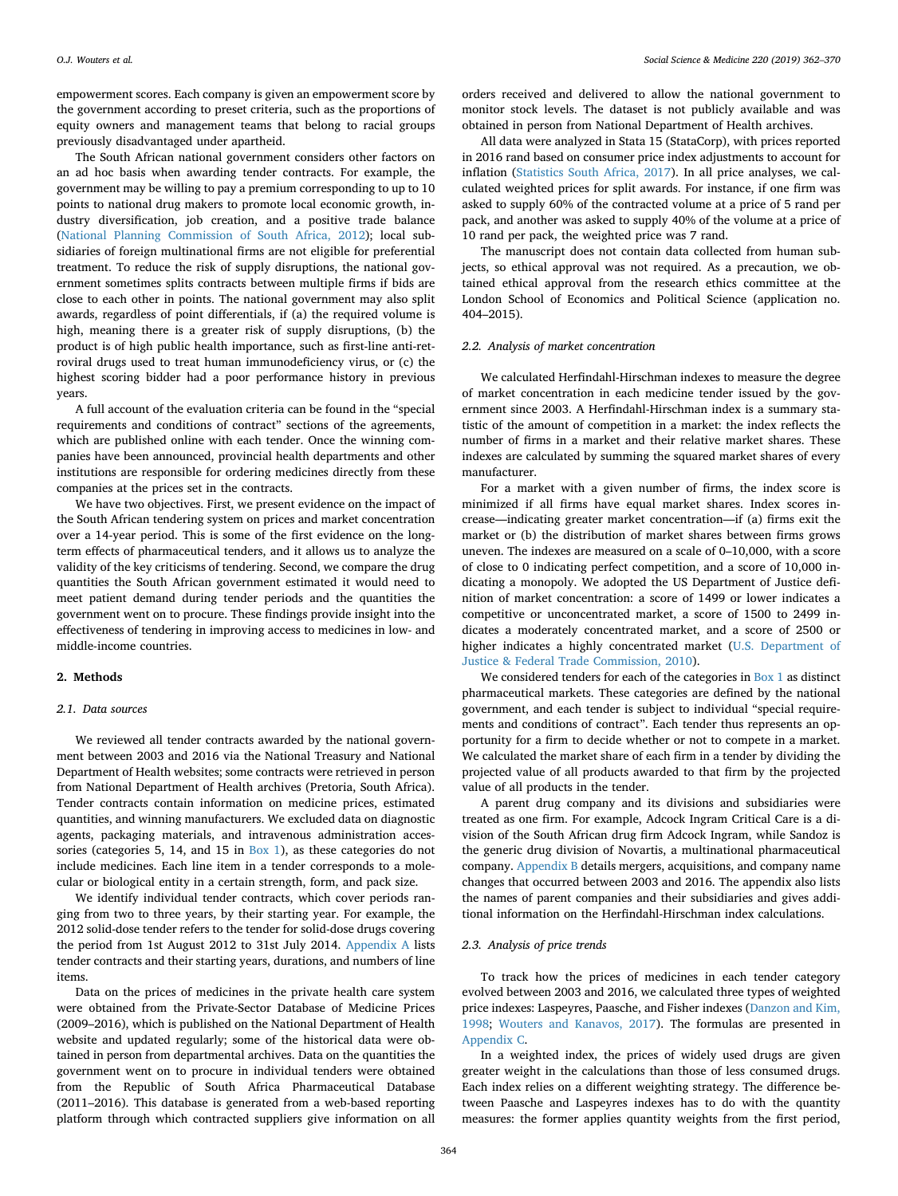empowerment scores. Each company is given an empowerment score by the government according to preset criteria, such as the proportions of equity owners and management teams that belong to racial groups previously disadvantaged under apartheid.

The South African national government considers other factors on an ad hoc basis when awarding tender contracts. For example, the government may be willing to pay a premium corresponding to up to 10 points to national drug makers to promote local economic growth, industry diversification, job creation, and a positive trade balance (National Planning Commission of South Africa, 2012); local subsidiaries of foreign multinational firms are not eligible for preferential treatment. To reduce the risk of supply disruptions, the national government sometimes splits contracts between multiple firms if bids are close to each other in points. The national government may also split awards, regardless of point differentials, if (a) the required volume is high, meaning there is a greater risk of supply disruptions, (b) the product is of high public health importance, such as first-line anti-retroviral drugs used to treat human immunodeficiency virus, or (c) the highest scoring bidder had a poor performance history in previous years.

A full account of the evaluation criteria can be found in the "special requirements and conditions of contract" sections of the agreements, which are published online with each tender. Once the winning companies have been announced, provincial health departments and other institutions are responsible for ordering medicines directly from these companies at the prices set in the contracts.

We have two objectives. First, we present evidence on the impact of the South African tendering system on prices and market concentration over a 14-year period. This is some of the first evidence on the long-term effects of pharmaceutical tenders, and it allows us to analyze the validity of the key criticisms of tendering. Second, we compare the drug quantities the South African government estimated it would need to meet patient demand during tender periods and the quantities the government went on to procure. These findings provide insight into the effectiveness of tendering in improving access to medicines in low- and middle-income countries.

## 2. Methods

### 2.1. Data sources

We reviewed all tender contracts awarded by the national government between 2003 and 2016 via the National Treasury and National Department of Health websites; some contracts were retrieved in person from National Department of Health archives (Pretoria, South Africa). Tender contracts contain information on medicine prices, estimated quantities, and winning manufacturers. We excluded data on diagnostic agents, packaging materials, and intravenous administration accessories (categories 5, 14, and 15 in Box 1), as these categories do not include medicines. Each line item in a tender corresponds to a molecular or biological entity in a certain strength, form, and pack size.

We identify individual tender contracts, which cover periods ranging from two to three years, by their starting year. For example, the 2012 solid-dose tender refers to the tender for solid-dose drugs covering the period from 1st August 2012 to 31st July 2014. Appendix A lists tender contracts and their starting years, durations, and numbers of line items.

Data on the prices of medicines in the private health care system were obtained from the Private-Sector Database of Medicine Prices (2009–2016), which is published on the National Department of Health website and updated regularly; some of the historical data were obtained in person from departmental archives. Data on the quantities the government went on to procure in individual tenders were obtained from the Republic of South Africa Pharmaceutical Database (2011–2016). This database is generated from a web-based reporting platform through which contracted suppliers give information on all orders received and delivered to allow the national government to monitor stock levels. The dataset is not publicly available and was obtained in person from National Department of Health archives.

All data were analyzed in Stata 15 (StataCorp), with prices reported in 2016 rand based on consumer price index adjustments to account for inflation (Statistics South Africa, 2017). In all price analyses, we calculated weighted prices for split awards. For instance, if one firm was asked to supply 60% of the contracted volume at a price of 5 rand per pack, and another was asked to supply 40% of the volume at a price of 10 rand per pack, the weighted price was 7 rand.

The manuscript does not contain data collected from human subjects, so ethical approval was not required. As a precaution, we obtained ethical approval from the research ethics committee at the London School of Economics and Political Science (application no. 404–2015).

### 2.2. Analysis of market concentration

We calculated Herfindahl-Hirschman indexes to measure the degree of market concentration in each medicine tender issued by the government since 2003. A Herfindahl-Hirschman index is a summary statistic of the amount of competition in a market: the index reflects the number of firms in a market and their relative market shares. These indexes are calculated by summing the squared market shares of every manufacturer.

For a market with a given number of firms, the index score is minimized if all firms have equal market shares. Index scores increase—indicating greater market concentration—if (a) firms exit the market or (b) the distribution of market shares between firms grows uneven. The indexes are measured on a scale of 0–10,000, with a score of close to 0 indicating perfect competition, and a score of 10,000 indicating a monopoly. We adopted the US Department of Justice definition of market concentration: a score of 1499 or lower indicates a competitive or unconcentrated market, a score of 1500 to 2499 indicates a moderately concentrated market, and a score of 2500 or higher indicates a highly concentrated market (U.S. Department of Justice & Federal Trade Commission, 2010).

We considered tenders for each of the categories in Box 1 as distinct pharmaceutical markets. These categories are defined by the national government, and each tender is subject to individual "special requirements and conditions of contract". Each tender thus represents an opportunity for a firm to decide whether or not to compete in a market. We calculated the market share of each firm in a tender by dividing the projected value of all products awarded to that firm by the projected value of all products in the tender.

A parent drug company and its divisions and subsidiaries were treated as one firm. For example, Adcock Ingram Critical Care is a division of the South African drug firm Adcock Ingram, while Sandoz is the generic drug division of Novartis, a multinational pharmaceutical company. Appendix B details mergers, acquisitions, and company name changes that occurred between 2003 and 2016. The appendix also lists the names of parent companies and their subsidiaries and gives additional information on the Herfindahl-Hirschman index calculations.

### 2.3. Analysis of price trends

To track how the prices of medicines in each tender category evolved between 2003 and 2016, we calculated three types of weighted price indexes: Laspeyres, Paasche, and Fisher indexes (Danzon and Kim, 1998; Wouters and Kanavos, 2017). The formulas are presented in Appendix C.

In a weighted index, the prices of widely used drugs are given greater weight in the calculations than those of less consumed drugs. Each index relies on a different weighting strategy. The difference between Paasche and Laspeyres indexes has to do with the quantity measures: the former applies quantity weights from the first period,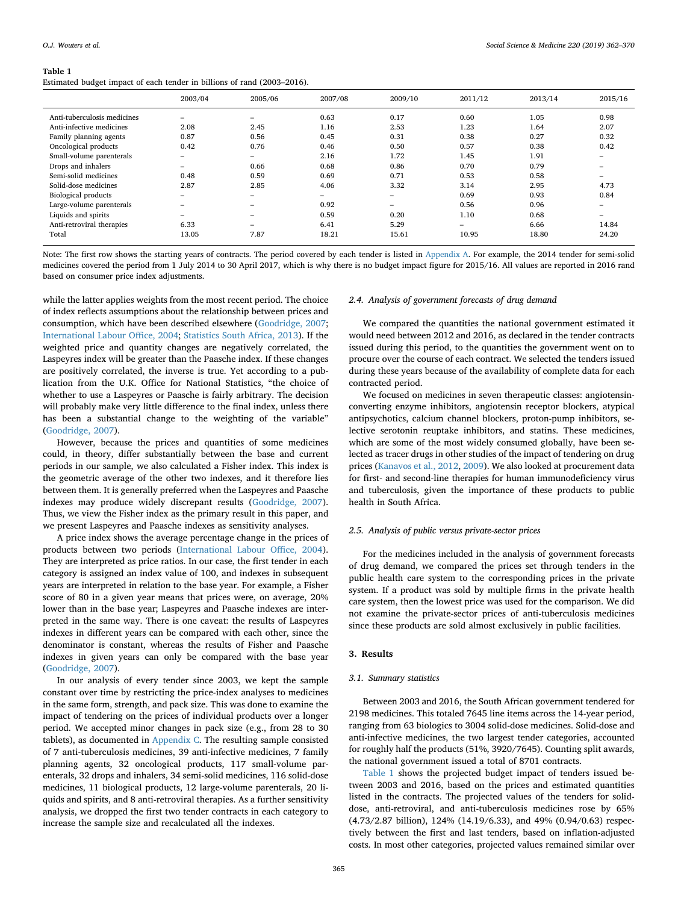**Table 1**
Estimated budget impact of each tender in billions of rand (2003–2016).

| | 2003/04 | 2005/06 | 2007/08 | 2009/10 | 2011/12 | 2013/14 | 2015/16 |
|---|---|---|---|---|---|---|---|
| Anti-tuberculosis medicines | – | – | 0.63 | 0.17 | 0.60 | 1.05 | 0.98 |
| Anti-infective medicines | 2.08 | 2.45 | 1.16 | 2.53 | 1.23 | 1.64 | 2.07 |
| Family planning agents | 0.87 | 0.56 | 0.45 | 0.31 | 0.38 | 0.27 | 0.32 |
| Oncological products | 0.42 | 0.76 | 0.46 | 0.50 | 0.57 | 0.38 | 0.42 |
| Small-volume parenterals | – | – | 2.16 | 1.72 | 1.45 | 1.91 | – |
| Drops and inhalers | – | 0.66 | 0.68 | 0.86 | 0.70 | 0.79 | – |
| Semi-solid medicines | 0.48 | 0.59 | 0.69 | 0.71 | 0.53 | 0.58 | – |
| Solid-dose medicines | 2.87 | 2.85 | 4.06 | 3.32 | 3.14 | 2.95 | 4.73 |
| Biological products | – | – | – | – | 0.69 | 0.93 | 0.84 |
| Large-volume parenterals | – | – | 0.92 | – | 0.56 | 0.96 | – |
| Liquids and spirits | – | – | 0.59 | 0.20 | 1.10 | 0.68 | – |
| Anti-retroviral therapies | 6.33 | – | 6.41 | 5.29 | – | 6.66 | 14.84 |
| Total | 13.05 | 7.87 | 18.21 | 15.61 | 10.95 | 18.80 | 24.20 |

Note: The first row shows the starting years of contracts. The period covered by each tender is listed in Appendix A. For example, the 2014 tender for semi-solid medicines covered the period from 1 July 2014 to 30 April 2017, which is why there is no budget impact figure for 2015/16. All values are reported in 2016 rand based on consumer price index adjustments.

while the latter applies weights from the most recent period. The choice of index reflects assumptions about the relationship between prices and consumption, which have been described elsewhere (Goodridge, 2007; International Labour Office, 2004; Statistics South Africa, 2013). If the weighted price and quantity changes are negatively correlated, the Laspeyres index will be greater than the Paasche index. If these changes are positively correlated, the inverse is true. Yet according to a publication from the U.K. Office for National Statistics, "the choice of whether to use a Laspeyres or Paasche is fairly arbitrary. The decision will probably make very little difference to the final index, unless there has been a substantial change to the weighting of the variable" (Goodridge, 2007).

However, because the prices and quantities of some medicines could, in theory, differ substantially between the base and current periods in our sample, we also calculated a Fisher index. This index is the geometric average of the other two indexes, and it therefore lies between them. It is generally preferred when the Laspeyres and Paasche indexes may produce widely discrepant results (Goodridge, 2007). Thus, we view the Fisher index as the primary result in this paper, and we present Laspeyres and Paasche indexes as sensitivity analyses.

A price index shows the average percentage change in the prices of products between two periods (International Labour Office, 2004). They are interpreted as price ratios. In our case, the first tender in each category is assigned an index value of 100, and indexes in subsequent years are interpreted in relation to the base year. For example, a Fisher score of 80 in a given year means that prices were, on average, 20% lower than in the base year; Laspeyres and Paasche indexes are interpreted in the same way. There is one caveat: the results of Laspeyres indexes in different years can be compared with each other, since the denominator is constant, whereas the results of Fisher and Paasche indexes in given years can only be compared with the base year (Goodridge, 2007).

In our analysis of every tender since 2003, we kept the sample constant over time by restricting the price-index analyses to medicines in the same form, strength, and pack size. This was done to examine the impact of tendering on the prices of individual products over a longer period. We accepted minor changes in pack size (e.g., from 28 to 30 tablets), as documented in Appendix C. The resulting sample consisted of 7 anti-tuberculosis medicines, 39 anti-infective medicines, 7 family planning agents, 32 oncological products, 117 small-volume parenterals, 32 drops and inhalers, 34 semi-solid medicines, 116 solid-dose medicines, 11 biological products, 12 large-volume parenterals, 20 liquids and spirits, and 8 anti-retroviral therapies. As a further sensitivity analysis, we dropped the first two tender contracts in each category to increase the sample size and recalculated all the indexes.

### 2.4. Analysis of government forecasts of drug demand

We compared the quantities the national government estimated it would need between 2012 and 2016, as declared in the tender contracts issued during this period, to the quantities the government went on to procure over the course of each contract. We selected the tenders issued during these years because of the availability of complete data for each contracted period.

We focused on medicines in seven therapeutic classes: angiotensin-converting enzyme inhibitors, angiotensin receptor blockers, atypical antipsychotics, calcium channel blockers, proton-pump inhibitors, selective serotonin reuptake inhibitors, and statins. These medicines, which are some of the most widely consumed globally, have been selected as tracer drugs in other studies of the impact of tendering on drug prices (Kanavos et al., 2012, 2009). We also looked at procurement data for first- and second-line therapies for human immunodeficiency virus and tuberculosis, given the importance of these products to public health in South Africa.

### 2.5. Analysis of public versus private-sector prices

For the medicines included in the analysis of government forecasts of drug demand, we compared the prices set through tenders in the public health care system to the corresponding prices in the private system. If a product was sold by multiple firms in the private health care system, then the lowest price was used for the comparison. We did not examine the private-sector prices of anti-tuberculosis medicines since these products are sold almost exclusively in public facilities.

## 3. Results

### 3.1. Summary statistics

Between 2003 and 2016, the South African government tendered for 2198 medicines. This totaled 7645 line items across the 14-year period, ranging from 63 biologics to 3004 solid-dose medicines. Solid-dose and anti-infective medicines, the two largest tender categories, accounted for roughly half the products (51%, 3920/7645). Counting split awards, the national government issued a total of 8701 contracts.

Table 1 shows the projected budget impact of tenders issued between 2003 and 2016, based on the prices and estimated quantities listed in the contracts. The projected values of the tenders for solid-dose, anti-retroviral, and anti-tuberculosis medicines rose by 65% (4.73/2.87 billion), 124% (14.19/6.33), and 49% (0.94/0.63) respectively between the first and last tenders, based on inflation-adjusted costs. In most other categories, projected values remained similar over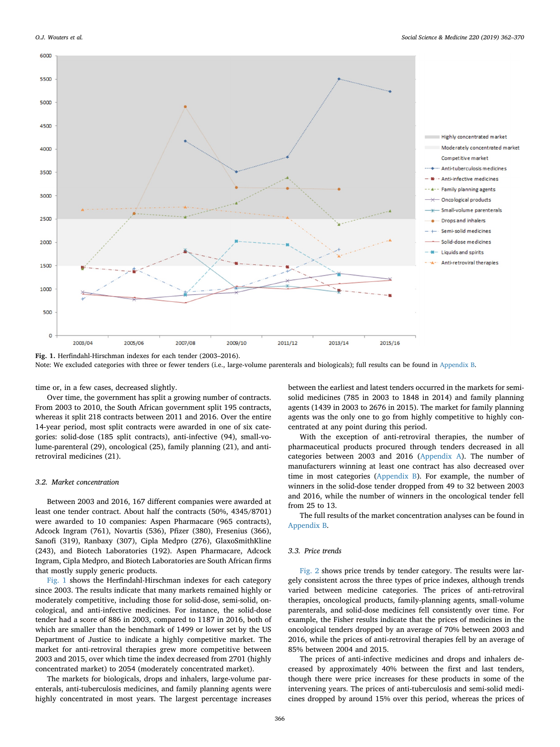**Fig. 1.** Herfindahl-Hirschman indexes for each tender (2003–2016).
Note: We excluded categories with three or fewer tenders (i.e., large-volume parenterals and biologicals); full results can be found in Appendix B.

time or, in a few cases, decreased slightly.

Over time, the government has split a growing number of contracts. From 2003 to 2010, the South African government split 195 contracts, whereas it split 218 contracts between 2011 and 2016. Over the entire 14-year period, most split contracts were awarded in one of six categories: solid-dose (185 split contracts), anti-infective (94), small-volume-parenteral (29), oncological (25), family planning (21), and anti-retroviral medicines (21).

### 3.2. Market concentration

Between 2003 and 2016, 167 different companies were awarded at least one tender contract. About half the contracts (50%, 4345/8701) were awarded to 10 companies: Aspen Pharmacare (965 contracts), Adcock Ingram (761), Novartis (536), Pfizer (380), Fresenius (366), Sanofi (319), Ranbaxy (307), Cipla Medpro (276), GlaxoSmithKline (243), and Biotech Laboratories (192). Aspen Pharmacare, Adcock Ingram, Cipla Medpro, and Biotech Laboratories are South African firms that mostly supply generic products.

Fig. 1 shows the Herfindahl-Hirschman indexes for each category since 2003. The results indicate that many markets remained highly or moderately competitive, including those for solid-dose, semi-solid, oncological, and anti-infective medicines. For instance, the solid-dose tender had a score of 886 in 2003, compared to 1187 in 2016, both of which are smaller than the benchmark of 1499 or lower set by the US Department of Justice to indicate a highly competitive market. The market for anti-retroviral therapies grew more competitive between 2003 and 2015, over which time the index decreased from 2701 (highly concentrated market) to 2054 (moderately concentrated market).

The markets for biologicals, drops and inhalers, large-volume parenterals, anti-tuberculosis medicines, and family planning agents were highly concentrated in most years. The largest percentage increases between the earliest and latest tenders occurred in the markets for semi-solid medicines (785 in 2003 to 1848 in 2014) and family planning agents (1439 in 2003 to 2676 in 2015). The market for family planning agents was the only one to go from highly competitive to highly concentrated at any point during this period.

With the exception of anti-retroviral therapies, the number of pharmaceutical products procured through tenders decreased in all categories between 2003 and 2016 (Appendix A). The number of manufacturers winning at least one contract has also decreased over time in most categories (Appendix B). For example, the number of winners in the solid-dose tender dropped from 49 to 32 between 2003 and 2016, while the number of winners in the oncological tender fell from 25 to 13.

The full results of the market concentration analyses can be found in Appendix B.

### 3.3. Price trends

Fig. 2 shows price trends by tender category. The results were largely consistent across the three types of price indexes, although trends varied between medicine categories. The prices of anti-retroviral therapies, oncological products, family-planning agents, small-volume parenterals, and solid-dose medicines fell consistently over time. For example, the Fisher results indicate that the prices of medicines in the oncological tenders dropped by an average of 70% between 2003 and 2016, while the prices of anti-retroviral therapies fell by an average of 85% between 2004 and 2015.

The prices of anti-infective medicines and drops and inhalers decreased by approximately 40% between the first and last tenders, though there were price increases for these products in some of the intervening years. The prices of anti-tuberculosis and semi-solid medicines dropped by around 15% over this period, whereas the prices of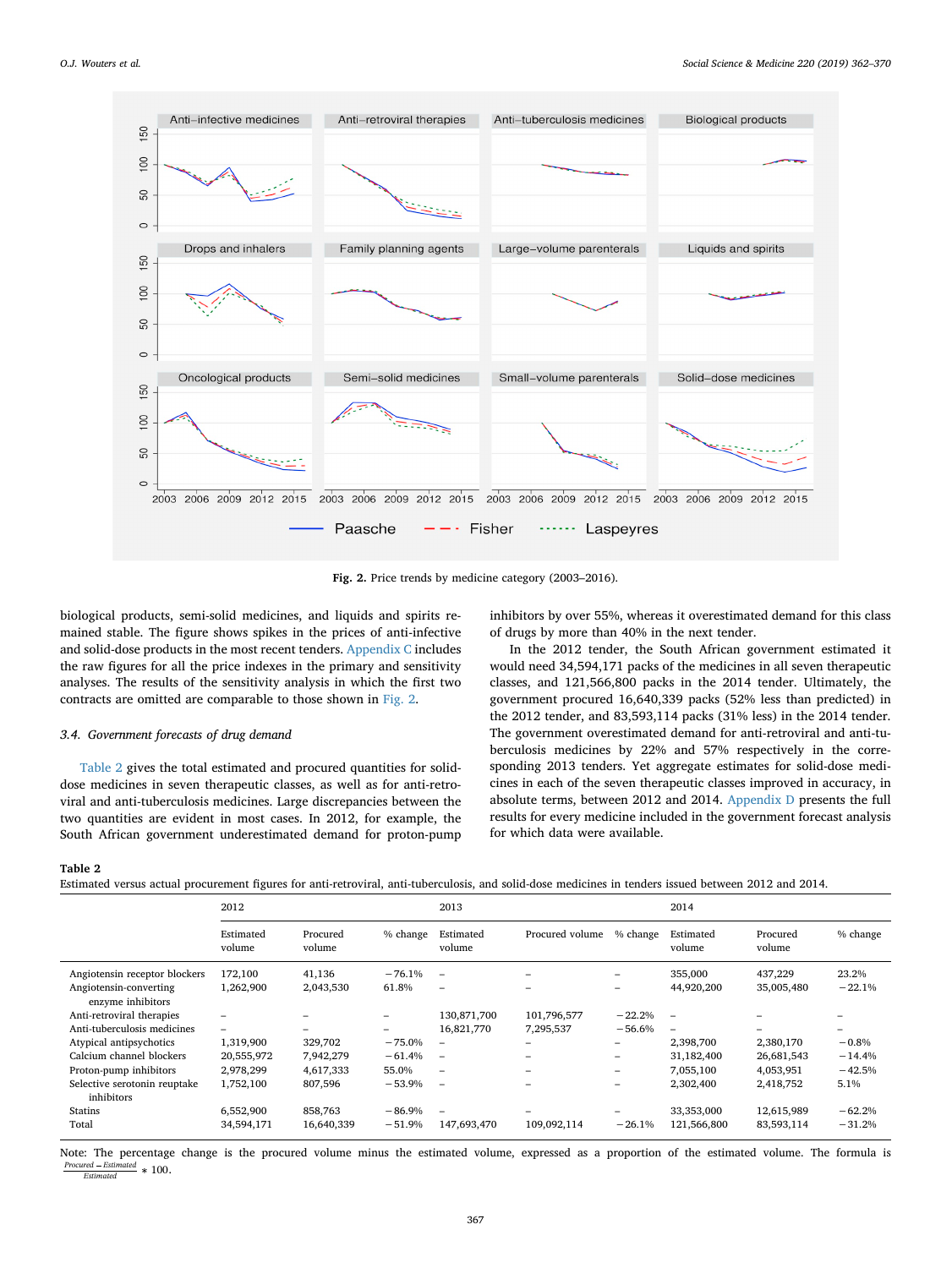Fig. 2. Price trends by medicine category (2003–2016).

biological products, semi-solid medicines, and liquids and spirits remained stable. The figure shows spikes in the prices of anti-infective and solid-dose products in the most recent tenders. Appendix C includes the raw figures for all the price indexes in the primary and sensitivity analyses. The results of the sensitivity analysis in which the first two contracts are omitted are comparable to those shown in Fig. 2.

### 3.4. Government forecasts of drug demand

Table 2 gives the total estimated and procured quantities for solid-dose medicines in seven therapeutic classes, as well as for anti-retroviral and anti-tuberculosis medicines. Large discrepancies between the two quantities are evident in most cases. In 2012, for example, the South African government underestimated demand for proton-pump inhibitors by over 55%, whereas it overestimated demand for this class of drugs by more than 40% in the next tender.

In the 2012 tender, the South African government estimated it would need 34,594,171 packs of the medicines in all seven therapeutic classes, and 121,566,800 packs in the 2014 tender. Ultimately, the government procured 16,640,339 packs (52% less than predicted) in the 2012 tender, and 83,593,114 packs (31% less) in the 2014 tender. The government overestimated demand for anti-retroviral and anti-tuberculosis medicines by 22% and 57% respectively in the corresponding 2013 tenders. Yet aggregate estimates for solid-dose medicines in each of the seven therapeutic classes improved in accuracy, in absolute terms, between 2012 and 2014. Appendix D presents the full results for every medicine included in the government forecast analysis for which data were available.

**Table 2**
Estimated versus actual procurement figures for anti-retroviral, anti-tuberculosis, and solid-dose medicines in tenders issued between 2012 and 2014.

| | 2012 | | | 2013 | | | 2014 | | |
|---|---|---|---|---|---|---|---|---|---|
| | Estimated volume | Procured volume | % change | Estimated volume | Procured volume | % change | Estimated volume | Procured volume | % change |
| Angiotensin receptor blockers | 172,100 | 41,136 | −76.1% | – | – | – | 355,000 | 437,229 | 23.2% |
| Angiotensin-converting enzyme inhibitors | 1,262,900 | 2,043,530 | 61.8% | – | – | – | 44,920,200 | 35,005,480 | −22.1% |
| Anti-retroviral therapies | – | – | – | 130,871,700 | 101,796,577 | −22.2% | – | – | – |
| Anti-tuberculosis medicines | – | – | – | 16,821,770 | 7,295,537 | −56.6% | – | – | – |
| Atypical antipsychotics | 1,319,900 | 329,702 | −75.0% | – | – | – | 2,398,700 | 2,380,170 | −0.8% |
| Calcium channel blockers | 20,555,972 | 7,942,279 | −61.4% | – | – | – | 31,182,400 | 26,681,543 | −14.4% |
| Proton-pump inhibitors | 2,978,299 | 4,617,333 | 55.0% | – | – | – | 7,055,100 | 4,053,951 | −42.5% |
| Selective serotonin reuptake inhibitors | 1,752,100 | 807,596 | −53.9% | – | – | – | 2,302,400 | 2,418,752 | 5.1% |
| Statins | 6,552,900 | 858,763 | −86.9% | – | – | – | 33,353,000 | 12,615,989 | −62.2% |
| Total | 34,594,171 | 16,640,339 | −51.9% | 147,693,470 | 109,092,114 | −26.1% | 121,566,800 | 83,593,114 | −31.2% |

Note: The percentage change is the procured volume minus the estimated volume, expressed as a proportion of the estimated volume. The formula is $\frac{Procured - Estimated}{Estimated} * 100$.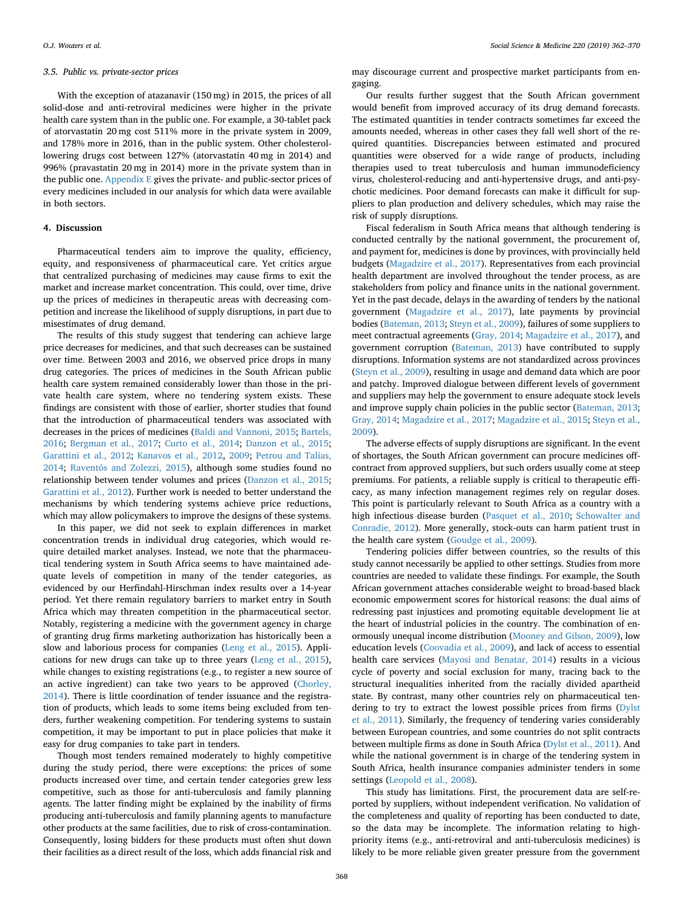### 3.5. Public vs. private-sector prices

With the exception of atazanavir (150 mg) in 2015, the prices of all solid-dose and anti-retroviral medicines were higher in the private health care system than in the public one. For example, a 30-tablet pack of atorvastatin 20 mg cost 511% more in the private system in 2009, and 178% more in 2016, than in the public system. Other cholesterol-lowering drugs cost between 127% (atorvastatin 40 mg in 2014) and 996% (pravastatin 20 mg in 2014) more in the private system than in the public one. Appendix E gives the private- and public-sector prices of every medicines included in our analysis for which data were available in both sectors.

## 4. Discussion

Pharmaceutical tenders aim to improve the quality, efficiency, equity, and responsiveness of pharmaceutical care. Yet critics argue that centralized purchasing of medicines may cause firms to exit the market and increase market concentration. This could, over time, drive up the prices of medicines in therapeutic areas with decreasing competition and increase the likelihood of supply disruptions, in part due to misestimates of drug demand.

The results of this study suggest that tendering can achieve large price decreases for medicines, and that such decreases can be sustained over time. Between 2003 and 2016, we observed price drops in many drug categories. The prices of medicines in the South African public health care system remained considerably lower than those in the private health care system, where no tendering system exists. These findings are consistent with those of earlier, shorter studies that found that the introduction of pharmaceutical tenders was associated with decreases in the prices of medicines (Baldi and Vannoni, 2015; Bartels, 2016; Bergman et al., 2017; Curto et al., 2014; Danzon et al., 2015; Garattini et al., 2012; Kanavos et al., 2012, 2009; Petrou and Talias, 2014; Raventós and Zolezzi, 2015), although some studies found no relationship between tender volumes and prices (Danzon et al., 2015; Garattini et al., 2012). Further work is needed to better understand the mechanisms by which tendering systems achieve price reductions, which may allow policymakers to improve the designs of these systems.

In this paper, we did not seek to explain differences in market concentration trends in individual drug categories, which would require detailed market analyses. Instead, we note that the pharmaceutical tendering system in South Africa seems to have maintained adequate levels of competition in many of the tender categories, as evidenced by our Herfindahl-Hirschman index results over a 14-year period. Yet there remain regulatory barriers to market entry in South Africa which may threaten competition in the pharmaceutical sector. Notably, registering a medicine with the government agency in charge of granting drug firms marketing authorization has historically been a slow and laborious process for companies (Leng et al., 2015). Applications for new drugs can take up to three years (Leng et al., 2015), while changes to existing registrations (e.g., to register a new source of an active ingredient) can take two years to be approved (Chorley, 2014). There is little coordination of tender issuance and the registration of products, which leads to some items being excluded from tenders, further weakening competition. For tendering systems to sustain competition, it may be important to put in place policies that make it easy for drug companies to take part in tenders.

Though most tenders remained moderately to highly competitive during the study period, there were exceptions: the prices of some products increased over time, and certain tender categories grew less competitive, such as those for anti-tuberculosis and family planning agents. The latter finding might be explained by the inability of firms producing anti-tuberculosis and family planning agents to manufacture other products at the same facilities, due to risk of cross-contamination. Consequently, losing bidders for these products must often shut down their facilities as a direct result of the loss, which adds financial risk and may discourage current and prospective market participants from engaging.

Our results further suggest that the South African government would benefit from improved accuracy of its drug demand forecasts. The estimated quantities in tender contracts sometimes far exceed the amounts needed, whereas in other cases they fall well short of the required quantities. Discrepancies between estimated and procured quantities were observed for a wide range of products, including therapies used to treat tuberculosis and human immunodeficiency virus, cholesterol-reducing and anti-hypertensive drugs, and anti-psychotic medicines. Poor demand forecasts can make it difficult for suppliers to plan production and delivery schedules, which may raise the risk of supply disruptions.

Fiscal federalism in South Africa means that although tendering is conducted centrally by the national government, the procurement of, and payment for, medicines is done by provinces, with provincially held budgets (Magadzire et al., 2017). Representatives from each provincial health department are involved throughout the tender process, as are stakeholders from policy and finance units in the national government. Yet in the past decade, delays in the awarding of tenders by the national government (Magadzire et al., 2017), late payments by provincial bodies (Bateman, 2013; Steyn et al., 2009), failures of some suppliers to meet contractual agreements (Gray, 2014; Magadzire et al., 2017), and government corruption (Bateman, 2013) have contributed to supply disruptions. Information systems are not standardized across provinces (Steyn et al., 2009), resulting in usage and demand data which are poor and patchy. Improved dialogue between different levels of government and suppliers may help the government to ensure adequate stock levels and improve supply chain policies in the public sector (Bateman, 2013; Gray, 2014; Magadzire et al., 2017; Magadzire et al., 2015; Steyn et al., 2009).

The adverse effects of supply disruptions are significant. In the event of shortages, the South African government can procure medicines off-contract from approved suppliers, but such orders usually come at steep premiums. For patients, a reliable supply is critical to therapeutic efficacy, as many infection management regimes rely on regular doses. This point is particularly relevant to South Africa as a country with a high infectious disease burden (Pasquet et al., 2010; Schowalter and Conradie, 2012). More generally, stock-outs can harm patient trust in the health care system (Goudge et al., 2009).

Tendering policies differ between countries, so the results of this study cannot necessarily be applied to other settings. Studies from more countries are needed to validate these findings. For example, the South African government attaches considerable weight to broad-based black economic empowerment scores for historical reasons: the dual aims of redressing past injustices and promoting equitable development lie at the heart of industrial policies in the country. The combination of enormously unequal income distribution (Mooney and Gilson, 2009), low education levels (Coovadia et al., 2009), and lack of access to essential health care services (Mayosi and Benatar, 2014) results in a vicious cycle of poverty and social exclusion for many, tracing back to the structural inequalities inherited from the racially divided apartheid state. By contrast, many other countries rely on pharmaceutical tendering to try to extract the lowest possible prices from firms (Dylst et al., 2011). Similarly, the frequency of tendering varies considerably between European countries, and some countries do not split contracts between multiple firms as done in South Africa (Dylst et al., 2011). And while the national government is in charge of the tendering system in South Africa, health insurance companies administer tenders in some settings (Leopold et al., 2008).

This study has limitations. First, the procurement data are self-reported by suppliers, without independent verification. No validation of the completeness and quality of reporting has been conducted to date, so the data may be incomplete. The information relating to high-priority items (e.g., anti-retroviral and anti-tuberculosis medicines) is likely to be more reliable given greater pressure from the government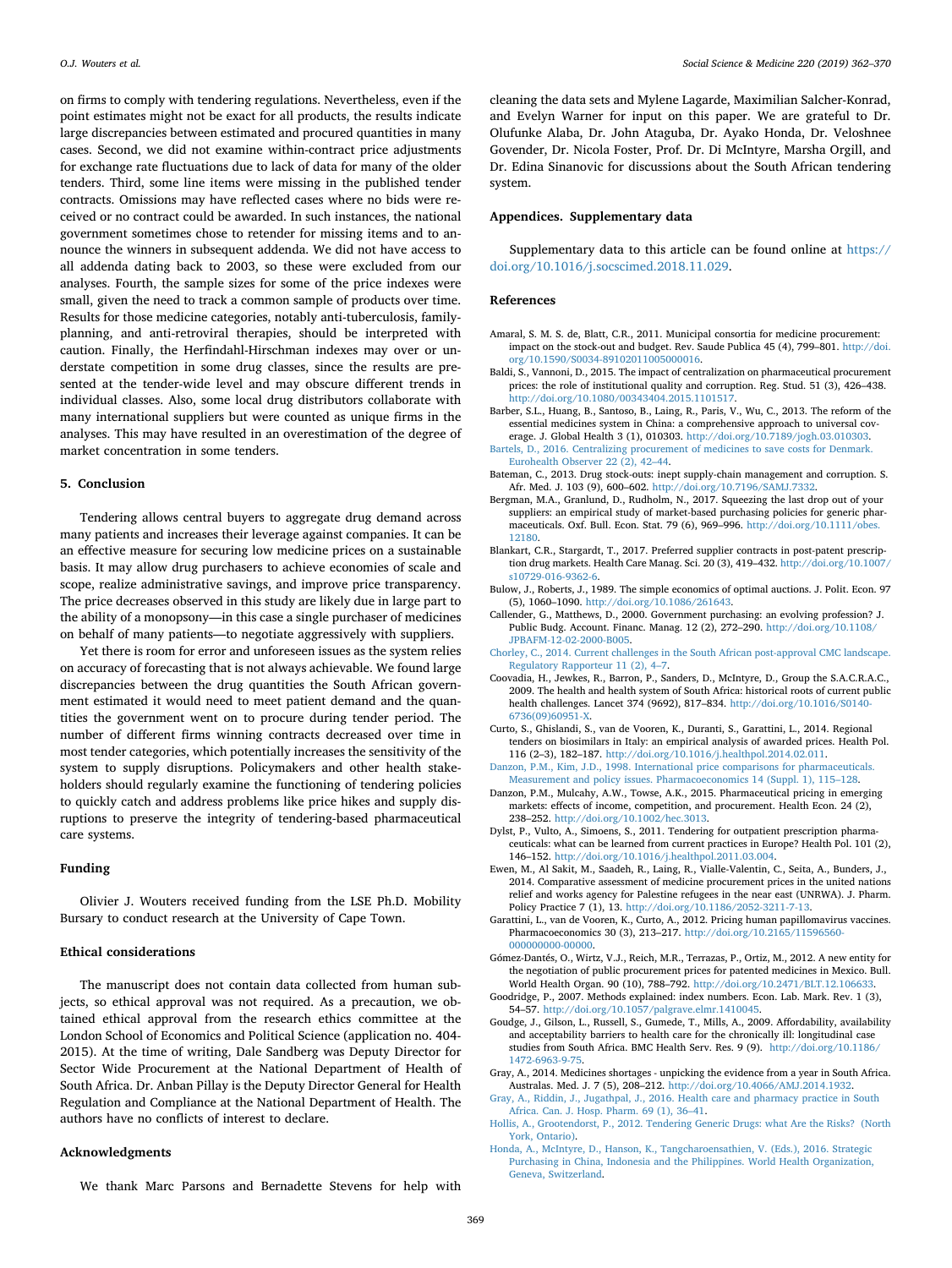on firms to comply with tendering regulations. Nevertheless, even if the point estimates might not be exact for all products, the results indicate large discrepancies between estimated and procured quantities in many cases. Second, we did not examine within-contract price adjustments for exchange rate fluctuations due to lack of data for many of the older tenders. Third, some line items were missing in the published tender contracts. Omissions may have reflected cases where no bids were received or no contract could be awarded. In such instances, the national government sometimes chose to retender for missing items and to announce the winners in subsequent addenda. We did not have access to all addenda dating back to 2003, so these were excluded from our analyses. Fourth, the sample sizes for some of the price indexes were small, given the need to track a common sample of products over time. Results for those medicine categories, notably anti-tuberculosis, family-planning, and anti-retroviral therapies, should be interpreted with caution. Finally, the Herfindahl-Hirschman indexes may over or understate competition in some drug classes, since the results are presented at the tender-wide level and may obscure different trends in individual classes. Also, some local drug distributors collaborate with many international suppliers but were counted as unique firms in the analyses. This may have resulted in an overestimation of the degree of market concentration in some tenders.

## 5. Conclusion

Tendering allows central buyers to aggregate drug demand across many patients and increases their leverage against companies. It can be an effective measure for securing low medicine prices on a sustainable basis. It may allow drug purchasers to achieve economies of scale and scope, realize administrative savings, and improve price transparency. The price decreases observed in this study are likely due in large part to the ability of a monopsony—in this case a single purchaser of medicines on behalf of many patients—to negotiate aggressively with suppliers.

Yet there is room for error and unforeseen issues as the system relies on accuracy of forecasting that is not always achievable. We found large discrepancies between the drug quantities the South African government estimated it would need to meet patient demand and the quantities the government went on to procure during tender period. The number of different firms winning contracts decreased over time in most tender categories, which potentially increases the sensitivity of the system to supply disruptions. Policymakers and other health stakeholders should regularly examine the functioning of tendering policies to quickly catch and address problems like price hikes and supply disruptions to preserve the integrity of tendering-based pharmaceutical care systems.

## Funding

Olivier J. Wouters received funding from the LSE Ph.D. Mobility Bursary to conduct research at the University of Cape Town.

## Ethical considerations

The manuscript does not contain data collected from human subjects, so ethical approval was not required. As a precaution, we obtained ethical approval from the research ethics committee at the London School of Economics and Political Science (application no. 404-2015). At the time of writing, Dale Sandberg was Deputy Director for Sector Wide Procurement at the National Department of Health of South Africa. Dr. Anban Pillay is the Deputy Director General for Health Regulation and Compliance at the National Department of Health. The authors have no conflicts of interest to declare.

## Acknowledgments

We thank Marc Parsons and Bernadette Stevens for help with cleaning the data sets and Mylene Lagarde, Maximilian Salcher-Konrad, and Evelyn Warner for input on this paper. We are grateful to Dr. Olufunke Alaba, Dr. John Ataguba, Dr. Ayako Honda, Dr. Veloshnee Govender, Dr. Nicola Foster, Prof. Dr. Di McIntyre, Marsha Orgill, and Dr. Edina Sinanovic for discussions about the South African tendering system.

## Appendices. Supplementary data

Supplementary data to this article can be found online at https://doi.org/10.1016/j.socscimed.2018.11.029.

## References

Amaral, S. M. S. de, Blatt, C.R., 2011. Municipal consortia for medicine procurement: impact on the stock-out and budget. Rev. Saude Publica 45 (4), 799–801. http://doi.org/10.1590/S0034-89102011005000016.

Baldi, S., Vannoni, D., 2015. The impact of centralization on pharmaceutical procurement prices: the role of institutional quality and corruption. Reg. Stud. 51 (3), 426–438. http://doi.org/10.1080/00343404.2015.1101517.

Barber, S.L., Huang, B., Santoso, B., Laing, R., Paris, V., Wu, C., 2013. The reform of the essential medicines system in China: a comprehensive approach to universal coverage. J. Global Health 3 (1), 010303. http://doi.org/10.7189/jogh.03.010303.

Bartels, D., 2016. Centralizing procurement of medicines to save costs for Denmark. Eurohealth Observer 22 (2), 42–44.

Bateman, C., 2013. Drug stock-outs: inept supply-chain management and corruption. S. Afr. Med. J. 103 (9), 600–602. http://doi.org/10.7196/SAMJ.7332.

Bergman, M.A., Granlund, D., Rudholm, N., 2017. Squeezing the last drop out of your suppliers: an empirical study of market-based purchasing policies for generic pharmaceuticals. Oxf. Bull. Econ. Stat. 79 (6), 969–996. http://doi.org/10.1111/obes.12180.

Blankart, C.R., Stargardt, T., 2017. Preferred supplier contracts in post-patent prescription drug markets. Health Care Manag. Sci. 20 (3), 419–432. http://doi.org/10.1007/s10729-016-9362-6.

Bulow, J., Roberts, J., 1989. The simple economics of optimal auctions. J. Polit. Econ. 97 (5), 1060–1090. http://doi.org/10.1086/261643.

Callender, G., Matthews, D., 2000. Government purchasing: an evolving profession? J. Public Budg. Account. Financ. Manag. 12 (2), 272–290. http://doi.org/10.1108/JPBAFM-12-02-2000-B005.

Chorley, C., 2014. Current challenges in the South African post-approval CMC landscape. Regulatory Rapporteur 11 (2), 4–7.

Coovadia, H., Jewkes, R., Barron, P., Sanders, D., McIntyre, D., Group the S.A.C.R.A.C., 2009. The health and health system of South Africa: historical roots of current public health challenges. Lancet 374 (9692), 817–834. http://doi.org/10.1016/S0140-6736(09)60951-X.

Curto, S., Ghislandi, S., van de Vooren, K., Duranti, S., Garattini, L., 2014. Regional tenders on biosimilars in Italy: an empirical analysis of awarded prices. Health Pol. 116 (2–3), 182–187. http://doi.org/10.1016/j.healthpol.2014.02.011.

Danzon, P.M., Kim, J.D., 1998. International price comparisons for pharmaceuticals. Measurement and policy issues. Pharmacoeconomics 14 (Suppl. 1), 115–128.

Danzon, P.M., Mulcahy, A.W., Towse, A.K., 2015. Pharmaceutical pricing in emerging markets: effects of income, competition, and procurement. Health Econ. 24 (2), 238–252. http://doi.org/10.1002/hec.3013.

Dylst, P., Vulto, A., Simoens, S., 2011. Tendering for outpatient prescription pharmaceuticals: what can be learned from current practices in Europe? Health Pol. 101 (2), 146–152. http://doi.org/10.1016/j.healthpol.2011.03.004.

Ewen, M., Al Sakit, M., Saadeh, R., Laing, R., Vialle-Valentin, C., Seita, A., Bunders, J., 2014. Comparative assessment of medicine procurement prices in the united nations relief and works agency for Palestine refugees in the near east (UNRWA). J. Pharm. Policy Practice 7 (1), 13. http://doi.org/10.1186/2052-3211-7-13.

Garattini, L., van de Vooren, K., Curto, A., 2012. Pricing human papillomavirus vaccines. Pharmacoeconomics 30 (3), 213–217. http://doi.org/10.2165/11596560-000000000-00000.

Gómez-Dantés, O., Wirtz, V.J., Reich, M.R., Terrazas, P., Ortiz, M., 2012. A new entity for the negotiation of public procurement prices for patented medicines in Mexico. Bull. World Health Organ. 90 (10), 788–792. http://doi.org/10.2471/BLT.12.106633.

Goodridge, P., 2007. Methods explained: index numbers. Econ. Lab. Mark. Rev. 1 (3), 54–57. http://doi.org/10.1057/palgrave.elmr.1410045.

Goudge, J., Gilson, L., Russell, S., Gumede, T., Mills, A., 2009. Affordability, availability and acceptability barriers to health care for the chronically ill: longitudinal case studies from South Africa. BMC Health Serv. Res. 9 (9). http://doi.org/10.1186/1472-6963-9-75.

Gray, A., 2014. Medicines shortages - unpicking the evidence from a year in South Africa. Australas. Med. J. 7 (5), 208–212. http://doi.org/10.4066/AMJ.2014.1932.

Gray, A., Riddin, J., Jugathpal, J., 2016. Health care and pharmacy practice in South Africa. Can. J. Hosp. Pharm. 69 (1), 36–41.

Hollis, A., Grootendorst, P., 2012. Tendering Generic Drugs: what Are the Risks? (North York, Ontario).

Honda, A., McIntyre, D., Hanson, K., Tangcharoensathien, V. (Eds.), 2016. Strategic Purchasing in China, Indonesia and the Philippines. World Health Organization, Geneva, Switzerland.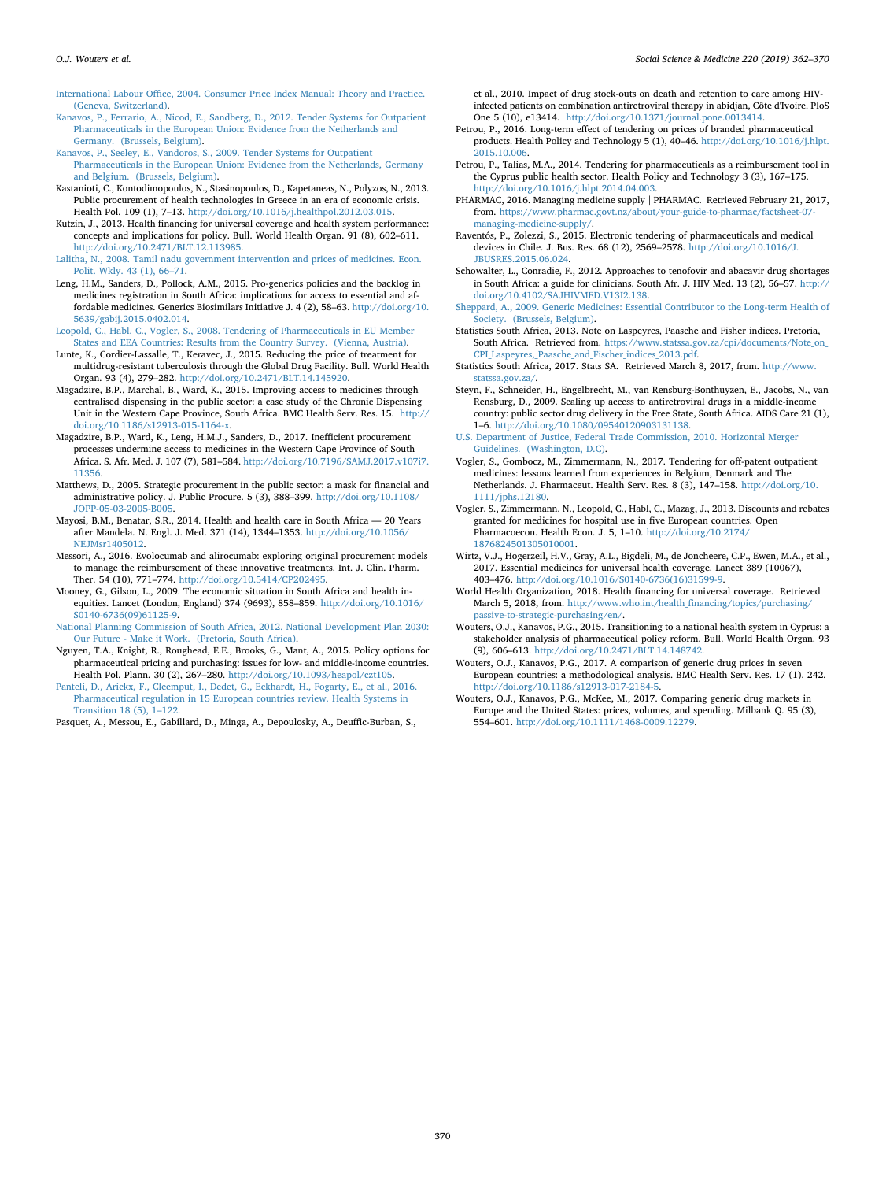International Labour Office, 2004. Consumer Price Index Manual: Theory and Practice. (Geneva, Switzerland).

Kanavos, P., Ferrario, A., Nicod, E., Sandberg, D., 2012. Tender Systems for Outpatient Pharmaceuticals in the European Union: Evidence from the Netherlands and Germany. (Brussels, Belgium).

Kanavos, P., Seeley, E., Vandoros, S., 2009. Tender Systems for Outpatient Pharmaceuticals in the European Union: Evidence from the Netherlands, Germany and Belgium. (Brussels, Belgium).

Kastanioti, C., Kontodimopoulos, N., Stasinopoulos, D., Kapetaneas, N., Polyzos, N., 2013. Public procurement of health technologies in Greece in an era of economic crisis. Health Pol. 109 (1), 7–13. http://doi.org/10.1016/j.healthpol.2012.03.015.

Kutzin, J., 2013. Health financing for universal coverage and health system performance: concepts and implications for policy. Bull. World Health Organ. 91 (8), 602–611. http://doi.org/10.2471/BLT.12.113985.

Lalitha, N., 2008. Tamil nadu government intervention and prices of medicines. Econ. Polit. Wkly. 43 (1), 66–71.

Leng, H.M., Sanders, D., Pollock, A.M., 2015. Pro-generics policies and the backlog in medicines registration in South Africa: implications for access to essential and affordable medicines. Generics Biosimilars Initiative J. 4 (2), 58–63. http://doi.org/10.5639/gabij.2015.0402.014.

Leopold, C., Habl, C., Vogler, S., 2008. Tendering of Pharmaceuticals in EU Member States and EEA Countries: Results from the Country Survey. (Vienna, Austria).

Lunte, K., Cordier-Lassalle, T., Keravec, J., 2015. Reducing the price of treatment for multidrug-resistant tuberculosis through the Global Drug Facility. Bull. World Health Organ. 93 (4), 279–282. http://doi.org/10.2471/BLT.14.145920.

Magadzire, B.P., Marchal, B., Ward, K., 2015. Improving access to medicines through centralised dispensing in the public sector: a case study of the Chronic Dispensing Unit in the Western Cape Province, South Africa. BMC Health Serv. Res. 15. http://doi.org/10.1186/s12913-015-1164-x.

Magadzire, B.P., Ward, K., Leng, H.M.J., Sanders, D., 2017. Inefficient procurement processes undermine access to medicines in the Western Cape Province of South Africa. S. Afr. Med. J. 107 (7), 581–584. http://doi.org/10.7196/SAMJ.2017.v107i7.11356.

Matthews, D., 2005. Strategic procurement in the public sector: a mask for financial and administrative policy. J. Public Procure. 5 (3), 388–399. http://doi.org/10.1108/JOPP-05-03-2005-B005.

Mayosi, B.M., Benatar, S.R., 2014. Health and health care in South Africa — 20 Years after Mandela. N. Engl. J. Med. 371 (14), 1344–1353. http://doi.org/10.1056/NEJMsr1405012.

Messori, A., 2016. Evolocumab and alirocumab: exploring original procurement models to manage the reimbursement of these innovative treatments. Int. J. Clin. Pharm. Ther. 54 (10), 771–774. http://doi.org/10.5414/CP202495.

Mooney, G., Gilson, L., 2009. The economic situation in South Africa and health inequities. Lancet (London, England) 374 (9693), 858–859. http://doi.org/10.1016/S0140-6736(09)61125-9.

National Planning Commission of South Africa, 2012. National Development Plan 2030: Our Future - Make it Work. (Pretoria, South Africa).

Nguyen, T.A., Knight, R., Roughead, E.E., Brooks, G., Mant, A., 2015. Policy options for pharmaceutical pricing and purchasing: issues for low- and middle-income countries. Health Pol. Plann. 30 (2), 267–280. http://doi.org/10.1093/heapol/czt105.

Panteli, D., Arickx, F., Cleemput, I., Dedet, G., Eckhardt, H., Fogarty, E., et al., 2016. Pharmaceutical regulation in 15 European countries review. Health Systems in Transition 18 (5), 1–122.

Pasquet, A., Messou, E., Gabillard, D., Minga, A., Depoulosky, A., Deuffic-Burban, S., et al., 2010. Impact of drug stock-outs on death and retention to care among HIV-infected patients on combination antiretroviral therapy in abidjan, Côte d'Ivoire. PloS One 5 (10), e13414. http://doi.org/10.1371/journal.pone.0013414.

Petrou, P., 2016. Long-term effect of tendering on prices of branded pharmaceutical products. Health Policy and Technology 5 (1), 40–46. http://doi.org/10.1016/j.hlpt.2015.10.006.

Petrou, P., Talias, M.A., 2014. Tendering for pharmaceuticals as a reimbursement tool in the Cyprus public health sector. Health Policy and Technology 3 (3), 167–175. http://doi.org/10.1016/j.hlpt.2014.04.003.

PHARMAC, 2016. Managing medicine supply | PHARMAC. Retrieved February 21, 2017, from. https://www.pharmac.govt.nz/about/your-guide-to-pharmac/factsheet-07-managing-medicine-supply/.

Raventós, P., Zolezzi, S., 2015. Electronic tendering of pharmaceuticals and medical devices in Chile. J. Bus. Res. 68 (12), 2569–2578. http://doi.org/10.1016/J.JBUSRES.2015.06.024.

Schowalter, L., Conradie, F., 2012. Approaches to tenofovir and abacavir drug shortages in South Africa: a guide for clinicians. South Afr. J. HIV Med. 13 (2), 56–57. http://doi.org/10.4102/SAJHIVMED.V13I2.138.

Sheppard, A., 2009. Generic Medicines: Essential Contributor to the Long-term Health of Society. (Brussels, Belgium).

Statistics South Africa, 2013. Note on Laspeyres, Paasche and Fisher indices. Pretoria, South Africa. Retrieved from. https://www.statssa.gov.za/cpi/documents/Note_on_CPI_Laspeyres,_Paasche_and_Fischer_indices_2013.pdf.

Statistics South Africa, 2017. Stats SA. Retrieved March 8, 2017, from. http://www.statssa.gov.za/.

Steyn, F., Schneider, H., Engelbrecht, M., van Rensburg-Bonthuyzen, E., Jacobs, N., van Rensburg, D., 2009. Scaling up access to antiretroviral drugs in a middle-income country: public sector drug delivery in the Free State, South Africa. AIDS Care 21 (1), 1–6. http://doi.org/10.1080/09540120903131138.

U.S. Department of Justice, Federal Trade Commission, 2010. Horizontal Merger Guidelines. (Washington, D.C).

Vogler, S., Gombocz, M., Zimmermann, N., 2017. Tendering for off-patent outpatient medicines: lessons learned from experiences in Belgium, Denmark and The Netherlands. J. Pharmaceut. Health Serv. Res. 8 (3), 147–158. http://doi.org/10.1111/jphs.12180.

Vogler, S., Zimmermann, N., Leopold, C., Habl, C., Mazag, J., 2013. Discounts and rebates granted for medicines for hospital use in five European countries. Open Pharmacoecon. Health Econ. J. 5, 1–10. http://doi.org/10.2174/1876824501305010001.

Wirtz, V.J., Hogerzeil, H.V., Gray, A.L., Bigdeli, M., de Joncheere, C.P., Ewen, M.A., et al., 2017. Essential medicines for universal health coverage. Lancet 389 (10067), 403–476. http://doi.org/10.1016/S0140-6736(16)31599-9.

World Health Organization, 2018. Health financing for universal coverage. Retrieved March 5, 2018, from. http://www.who.int/health_financing/topics/purchasing/passive-to-strategic-purchasing/en/.

Wouters, O.J., Kanavos, P.G., 2015. Transitioning to a national health system in Cyprus: a stakeholder analysis of pharmaceutical policy reform. Bull. World Health Organ. 93 (9), 606–613. http://doi.org/10.2471/BLT.14.148742.

Wouters, O.J., Kanavos, P.G., 2017. A comparison of generic drug prices in seven European countries: a methodological analysis. BMC Health Serv. Res. 17 (1), 242. http://doi.org/10.1186/s12913-017-2184-5.

Wouters, O.J., Kanavos, P.G., McKee, M., 2017. Comparing generic drug markets in Europe and the United States: prices, volumes, and spending. Milbank Q. 95 (3), 554–601. http://doi.org/10.1111/1468-0009.12279.